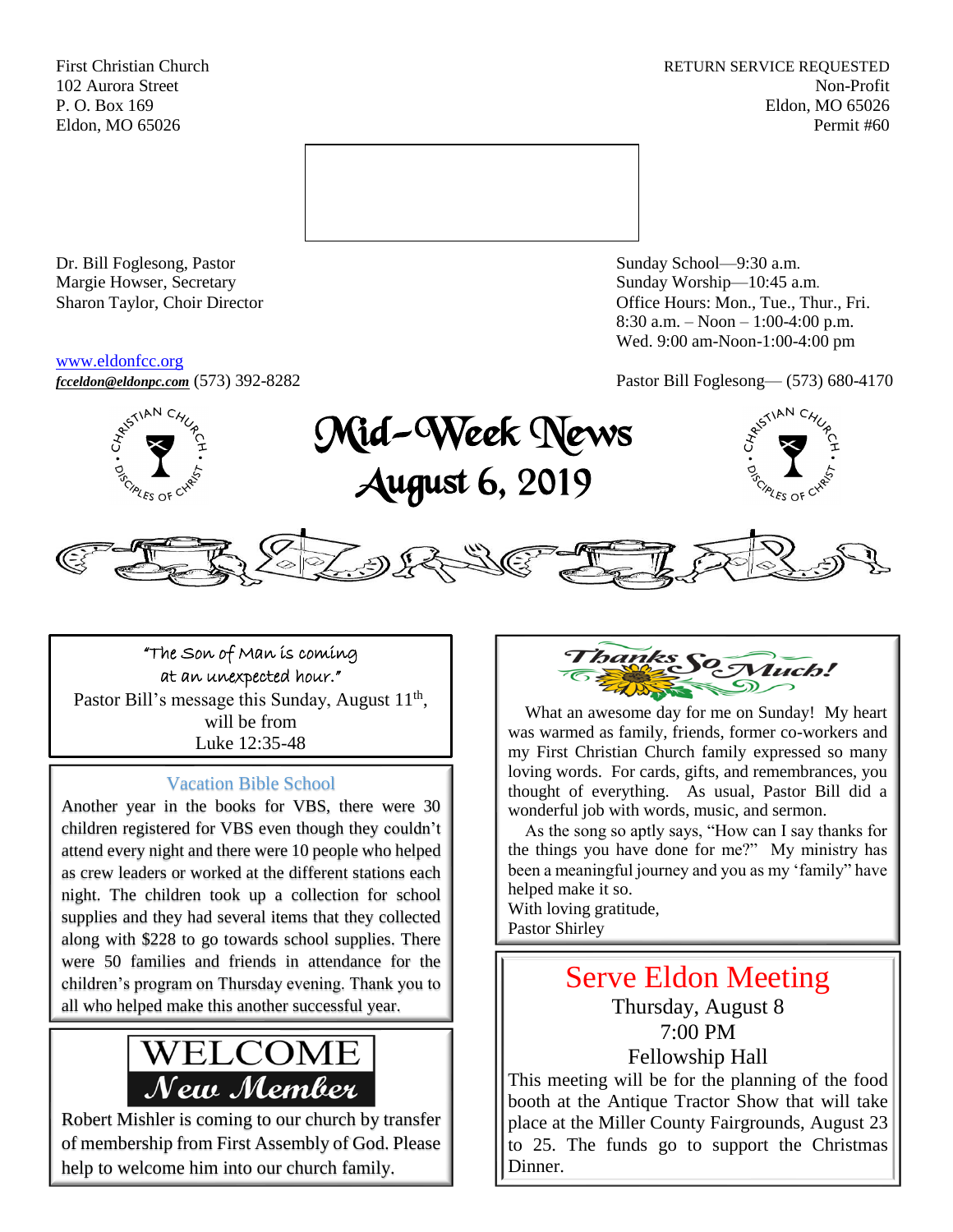First Christian Church
102 Aurora Street
P. O. Box 169
Eldon, MO 65026

RETURN SERVICE REQUESTED
Non-Profit
Eldon, MO 65026
Permit #60

Dr. Bill Foglesong, Pastor
Margie Howser, Secretary
Sharon Taylor, Choir Director

Sunday School—9:30 a.m.
Sunday Worship—10:45 a.m.
Office Hours: Mon., Tue., Thur., Fri.
8:30 a.m. – Noon – 1:00-4:00 p.m.
Wed. 9:00 am-Noon-1:00-4:00 pm

www.eldonfcc.org
*fcceldon@eldonpc.com* (573) 392-8282

Pastor Bill Foglesong— (573) 680-4170

# Mid-Week News
## August 6, 2019

"The Son of Man is coming at an unexpected hour."
Pastor Bill's message this Sunday, August 11th, will be from
Luke 12:35-48

### Vacation Bible School

Another year in the books for VBS, there were 30 children registered for VBS even though they couldn't attend every night and there were 10 people who helped as crew leaders or worked at the different stations each night. The children took up a collection for school supplies and they had several items that they collected along with $228 to go towards school supplies. There were 50 families and friends in attendance for the children's program on Thursday evening. Thank you to all who helped make this another successful year.

### WELCOME New Member

Robert Mishler is coming to our church by transfer of membership from First Assembly of God. Please help to welcome him into our church family.

### Thanks So Much!

What an awesome day for me on Sunday! My heart was warmed as family, friends, former co-workers and my First Christian Church family expressed so many loving words. For cards, gifts, and remembrances, you thought of everything. As usual, Pastor Bill did a wonderful job with words, music, and sermon.

As the song so aptly says, "How can I say thanks for the things you have done for me?" My ministry has been a meaningful journey and you as my 'family" have helped make it so.

With loving gratitude,
Pastor Shirley

### Serve Eldon Meeting

Thursday, August 8
7:00 PM
Fellowship Hall

This meeting will be for the planning of the food booth at the Antique Tractor Show that will take place at the Miller County Fairgrounds, August 23 to 25. The funds go to support the Christmas Dinner.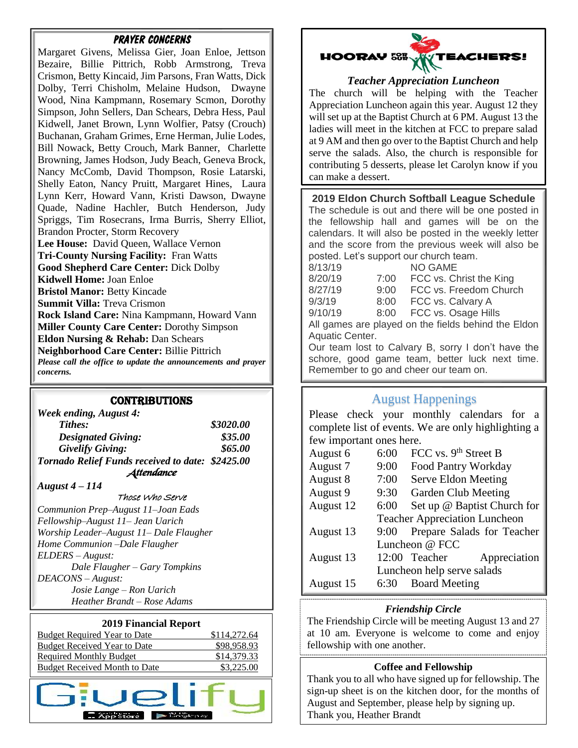## PRAYER CONCERNS

Margaret Givens, Melissa Gier, Joan Enloe, Jettson Bezaire, Billie Pittrich, Robb Armstrong, Treva Crismon, Betty Kincaid, Jim Parsons, Fran Watts, Dick Dolby, Terri Chisholm, Melaine Hudson, Dwayne Wood, Nina Kampmann, Rosemary Scmon, Dorothy Simpson, John Sellers, Dan Schears, Debra Hess, Paul Kidwell, Janet Brown, Lynn Wolfier, Patsy (Crouch) Buchanan, Graham Grimes, Erne Herman, Julie Lodes, Bill Nowack, Betty Crouch, Mark Banner, Charlette Browning, James Hodson, Judy Beach, Geneva Brock, Nancy McComb, David Thompson, Rosie Latarski, Shelly Eaton, Nancy Pruitt, Margaret Hines, Laura Lynn Kerr, Howard Vann, Kristi Dawson, Dwayne Quade, Nadine Hachler, Butch Henderson, Judy Spriggs, Tim Rosecrans, Irma Burris, Sherry Elliot, Brandon Procter, Storm Recovery

**Lee House:** David Queen, Wallace Vernon
**Tri-County Nursing Facility:** Fran Watts
**Good Shepherd Care Center:** Dick Dolby
**Kidwell Home:** Joan Enloe
**Bristol Manor:** Betty Kincade
**Summit Villa:** Treva Crismon
**Rock Island Care:** Nina Kampmann, Howard Vann
**Miller County Care Center:** Dorothy Simpson
**Eldon Nursing & Rehab:** Dan Schears
**Neighborhood Care Center:** Billie Pittrich

***Please call the office to update the announcements and prayer concerns.***

## CONTRIBUTIONS

***Week ending, August 4:***

| | |
|---|---|
| ***Tithes:*** | ***$3020.00*** |
| ***Designated Giving:*** | ***$35.00*** |
| ***Givelify Giving:*** | ***$65.00*** |
| ***Tornado Relief Funds received to date:*** | ***$2425.00*** |

### *Attendance*

***August 4 – 114***

*Those Who Serve*

*Communion Prep–August 11–Joan Eads*
*Fellowship–August 11– Jean Uarich*
*Worship Leader–August 11– Dale Flaugher*
*Home Communion –Dale Flaugher*
*ELDERS – August:*
*Dale Flaugher – Gary Tompkins*
*DEACONS – August:*
*Josie Lange – Ron Uarich*
*Heather Brandt – Rose Adams*

### 2019 Financial Report

| | |
|---|---|
| Budget Required Year to Date | $114,272.64 |
| Budget Received Year to Date | $98,958.93 |
| Required Monthly Budget | $14,379.33 |
| Budget Received Month to Date | $3,225.00 |

Givelify

HOORAY FOR OUR TEACHERS!

### *Teacher Appreciation Luncheon*

The church will be helping with the Teacher Appreciation Luncheon again this year. August 12 they will set up at the Baptist Church at 6 PM. August 13 the ladies will meet in the kitchen at FCC to prepare salad at 9 AM and then go over to the Baptist Church and help serve the salads. Also, the church is responsible for contributing 5 desserts, please let Carolyn know if you can make a dessert.

### 2019 Eldon Church Softball League Schedule

The schedule is out and there will be one posted in the fellowship hall and games will be on the calendars. It will also be posted in the weekly letter and the score from the previous week will also be posted. Let's support our church team.

| | | |
|---|---|---|
| 8/13/19 | | NO GAME |
| 8/20/19 | 7:00 | FCC vs. Christ the King |
| 8/27/19 | 9:00 | FCC vs. Freedom Church |
| 9/3/19 | 8:00 | FCC vs. Calvary A |
| 9/10/19 | 8:00 | FCC vs. Osage Hills |

All games are played on the fields behind the Eldon Aquatic Center.

Our team lost to Calvary B, sorry I don't have the schore, good game team, better luck next time. Remember to go and cheer our team on.

## August Happenings

Please check your monthly calendars for a complete list of events. We are only highlighting a few important ones here.

| | | |
|---|---|---|
| August 6 | 6:00 | FCC vs. 9th Street B |
| August 7 | 9:00 | Food Pantry Workday |
| August 8 | 7:00 | Serve Eldon Meeting |
| August 9 | 9:30 | Garden Club Meeting |
| August 12 | 6:00 | Set up @ Baptist Church for Teacher Appreciation Luncheon |
| August 13 | 9:00 | Prepare Salads for Teacher Luncheon @ FCC |
| August 13 | 12:00 | Teacher Appreciation Luncheon help serve salads |
| August 15 | 6:30 | Board Meeting |

### *Friendship Circle*

The Friendship Circle will be meeting August 13 and 27 at 10 am. Everyone is welcome to come and enjoy fellowship with one another.

### Coffee and Fellowship

Thank you to all who have signed up for fellowship. The sign-up sheet is on the kitchen door, for the months of August and September, please help by signing up.
Thank you, Heather Brandt